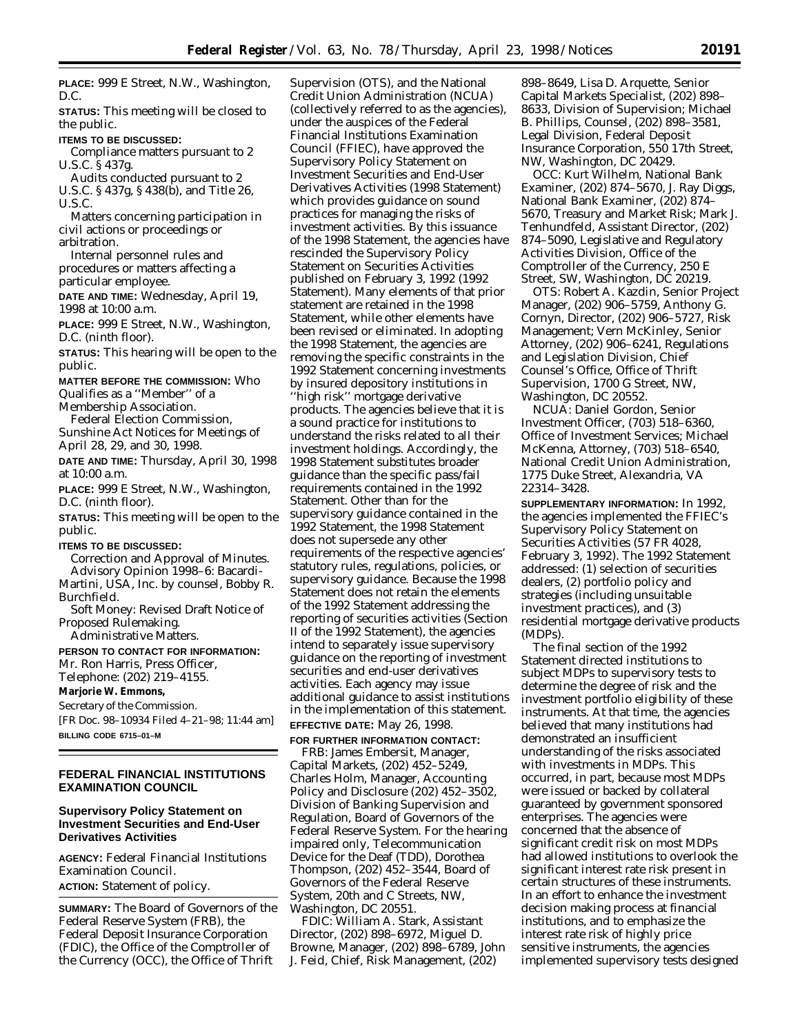**PLACE:** 999 E Street, N.W., Washington, D.C.

**STATUS:** This meeting will be closed to the public.

**ITEMS TO BE DISCUSSED:**

Compliance matters pursuant to 2 U.S.C. § 437g.

Audits conducted pursuant to 2 U.S.C. § 437g, § 438(b), and Title 26, U.S.C.

Matters concerning participation in civil actions or proceedings or arbitration.

Internal personnel rules and procedures or matters affecting a particular employee.

**DATE AND TIME:** Wednesday, April 19, 1998 at 10:00 a.m.

**PLACE:** 999 E Street, N.W., Washington, D.C. (ninth floor).

**STATUS:** This hearing will be open to the public.

**MATTER BEFORE THE COMMISSION:** Who Qualifies as a ''Member'' of a Membership Association.

Federal Election Commission, Sunshine Act Notices for Meetings of April 28, 29, and 30, 1998.

**DATE AND TIME:** Thursday, April 30, 1998 at 10:00 a.m.

**PLACE:** 999 E Street, N.W., Washington, D.C. (ninth floor).

**STATUS:** This meeting will be open to the public.

**ITEMS TO BE DISCUSSED:**

Correction and Approval of Minutes.

Advisory Opinion 1998–6: Bacardi-Martini, USA, Inc. by counsel, Bobby R. Burchfield.

Soft Money: Revised Draft Notice of Proposed Rulemaking.

Administrative Matters.

**PERSON TO CONTACT FOR INFORMATION:** Mr. Ron Harris, Press Officer, Telephone: (202) 219–4155.

**Marjorie W. Emmons,**

*Secretary of the Commission.*

[FR Doc. 98–10934 Filed 4–21–98; 11:44 am]

**BILLING CODE 6715–01–M**

## FEDERAL FINANCIAL INSTITUTIONS EXAMINATION COUNCIL

### Supervisory Policy Statement on Investment Securities and End-User Derivatives Activities

**AGENCY:** Federal Financial Institutions Examination Council.

**ACTION:** Statement of policy.

**SUMMARY:** The Board of Governors of the Federal Reserve System (FRB), the Federal Deposit Insurance Corporation (FDIC), the Office of the Comptroller of the Currency (OCC), the Office of Thrift Supervision (OTS), and the National Credit Union Administration (NCUA) (collectively referred to as the agencies), under the auspices of the Federal Financial Institutions Examination Council (FFIEC), have approved the Supervisory Policy Statement on Investment Securities and End-User Derivatives Activities (1998 Statement) which provides guidance on sound practices for managing the risks of investment activities. By this issuance of the 1998 Statement, the agencies have rescinded the Supervisory Policy Statement on Securities Activities published on February 3, 1992 (1992 Statement). Many elements of that prior statement are retained in the 1998 Statement, while other elements have been revised or eliminated. In adopting the 1998 Statement, the agencies are removing the specific constraints in the 1992 Statement concerning investments by insured depository institutions in ''high risk'' mortgage derivative products. The agencies believe that it is a sound practice for institutions to understand the risks related to all their investment holdings. Accordingly, the 1998 Statement substitutes broader guidance than the specific pass/fail requirements contained in the 1992 Statement. Other than for the supervisory guidance contained in the 1992 Statement, the 1998 Statement does not supersede any other requirements of the respective agencies' statutory rules, regulations, policies, or supervisory guidance. Because the 1998 Statement does not retain the elements of the 1992 Statement addressing the reporting of securities activities (Section II of the 1992 Statement), the agencies intend to separately issue supervisory guidance on the reporting of investment securities and end-user derivatives activities. Each agency may issue additional guidance to assist institutions in the implementation of this statement.

**EFFECTIVE DATE:** May 26, 1998.

**FOR FURTHER INFORMATION CONTACT:**

FRB: James Embersit, Manager, Capital Markets, (202) 452–5249, Charles Holm, Manager, Accounting Policy and Disclosure (202) 452–3502, Division of Banking Supervision and Regulation, Board of Governors of the Federal Reserve System. For the hearing impaired only, Telecommunication Device for the Deaf (TDD), Dorothea Thompson, (202) 452–3544, Board of Governors of the Federal Reserve System, 20th and C Streets, NW, Washington, DC 20551.

FDIC: William A. Stark, Assistant Director, (202) 898–6972, Miguel D. Browne, Manager, (202) 898–6789, John J. Feid, Chief, Risk Management, (202) 898–8649, Lisa D. Arquette, Senior Capital Markets Specialist, (202) 898–8633, Division of Supervision; Michael B. Phillips, Counsel, (202) 898–3581, Legal Division, Federal Deposit Insurance Corporation, 550 17th Street, NW, Washington, DC 20429.

OCC: Kurt Wilhelm, National Bank Examiner, (202) 874–5670, J. Ray Diggs, National Bank Examiner, (202) 874–5670, Treasury and Market Risk; Mark J. Tenhundfeld, Assistant Director, (202) 874–5090, Legislative and Regulatory Activities Division, Office of the Comptroller of the Currency, 250 E Street, SW, Washington, DC 20219.

OTS: Robert A. Kazdin, Senior Project Manager, (202) 906–5759, Anthony G. Cornyn, Director, (202) 906–5727, Risk Management; Vern McKinley, Senior Attorney, (202) 906–6241, Regulations and Legislation Division, Chief Counsel's Office, Office of Thrift Supervision, 1700 G Street, NW, Washington, DC 20552.

NCUA: Daniel Gordon, Senior Investment Officer, (703) 518–6360, Office of Investment Services; Michael McKenna, Attorney, (703) 518–6540, National Credit Union Administration, 1775 Duke Street, Alexandria, VA 22314–3428.

**SUPPLEMENTARY INFORMATION:** In 1992, the agencies implemented the FFIEC's Supervisory Policy Statement on Securities Activities (57 FR 4028, February 3, 1992). The 1992 Statement addressed: (1) selection of securities dealers, (2) portfolio policy and strategies (including unsuitable investment practices), and (3) residential mortgage derivative products (MDPs).

The final section of the 1992 Statement directed institutions to subject MDPs to supervisory tests to determine the degree of risk and the investment portfolio eligibility of these instruments. At that time, the agencies believed that many institutions had demonstrated an insufficient understanding of the risks associated with investments in MDPs. This occurred, in part, because most MDPs were issued or backed by collateral guaranteed by government sponsored enterprises. The agencies were concerned that the absence of significant credit risk on most MDPs had allowed institutions to overlook the significant interest rate risk present in certain structures of these instruments. In an effort to enhance the investment decision making process at financial institutions, and to emphasize the interest rate risk of highly price sensitive instruments, the agencies implemented supervisory tests designed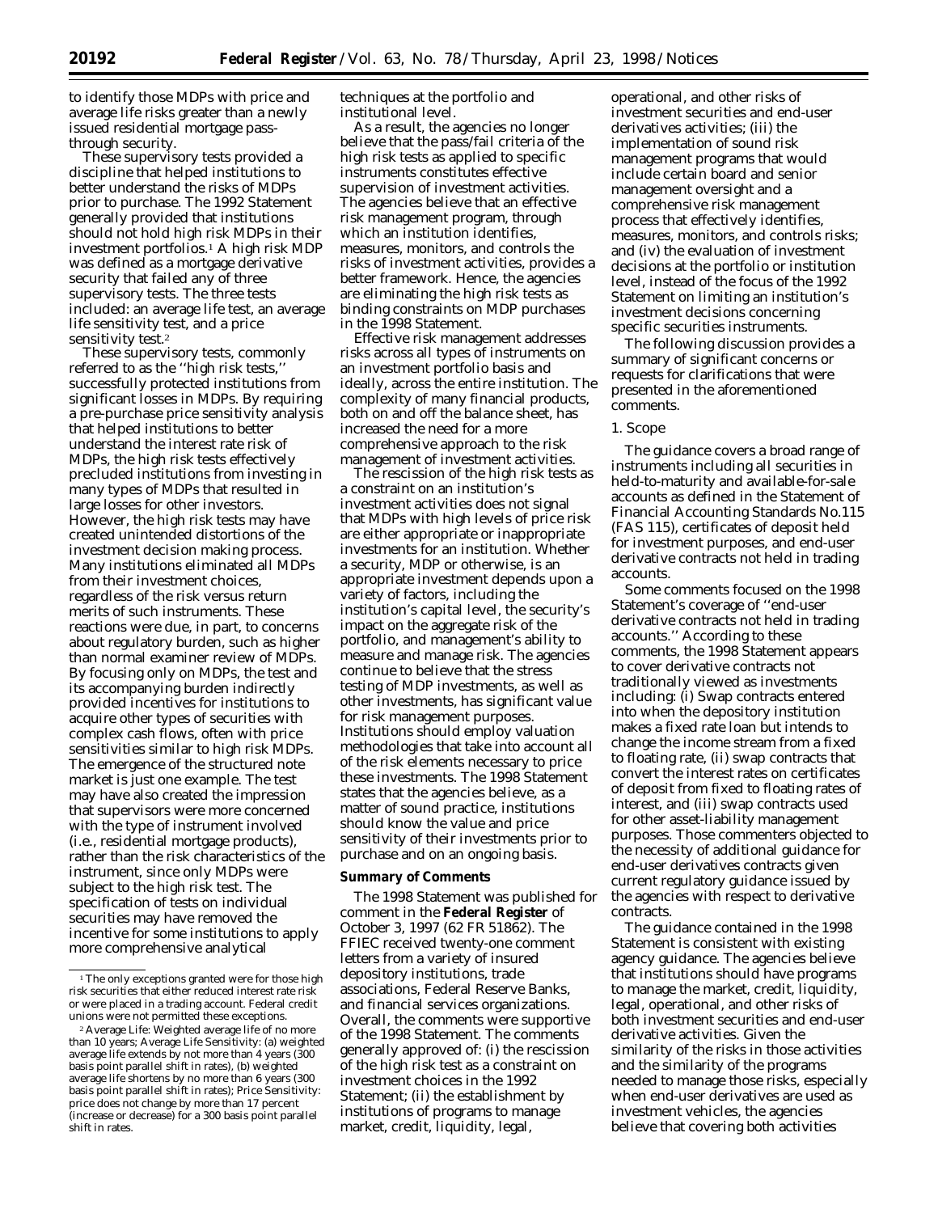to identify those MDPs with price and average life risks greater than a newly issued residential mortgage pass-through security.

These supervisory tests provided a discipline that helped institutions to better understand the risks of MDPs prior to purchase. The 1992 Statement generally provided that institutions should not hold high risk MDPs in their investment portfolios.[1] A high risk MDP was defined as a mortgage derivative security that failed any of three supervisory tests. The three tests included: an average life test, an average life sensitivity test, and a price sensitivity test.[2]

These supervisory tests, commonly referred to as the ''high risk tests,'' successfully protected institutions from significant losses in MDPs. By requiring a pre-purchase price sensitivity analysis that helped institutions to better understand the interest rate risk of MDPs, the high risk tests effectively precluded institutions from investing in many types of MDPs that resulted in large losses for other investors. However, the high risk tests may have created unintended distortions of the investment decision making process. Many institutions eliminated all MDPs from their investment choices, regardless of the risk versus return merits of such instruments. These reactions were due, in part, to concerns about regulatory burden, such as higher than normal examiner review of MDPs. By focusing only on MDPs, the test and its accompanying burden indirectly provided incentives for institutions to acquire other types of securities with complex cash flows, often with price sensitivities similar to high risk MDPs. The emergence of the structured note market is just one example. The test may have also created the impression that supervisors were more concerned with the type of instrument involved (i.e., residential mortgage products), rather than the risk characteristics of the instrument, since only MDPs were subject to the high risk test. The specification of tests on individual securities may have removed the incentive for some institutions to apply more comprehensive analytical techniques at the portfolio and institutional level.

As a result, the agencies no longer believe that the pass/fail criteria of the high risk tests as applied to specific instruments constitutes effective supervision of investment activities. The agencies believe that an effective risk management program, through which an institution identifies, measures, monitors, and controls the risks of investment activities, provides a better framework. Hence, the agencies are eliminating the high risk tests as binding constraints on MDP purchases in the 1998 Statement.

Effective risk management addresses risks across all types of instruments on an investment portfolio basis and ideally, across the entire institution. The complexity of many financial products, both on and off the balance sheet, has increased the need for a more comprehensive approach to the risk management of investment activities.

The rescission of the high risk tests as a constraint on an institution's investment activities does not signal that MDPs with high levels of price risk are either appropriate or inappropriate investments for an institution. Whether a security, MDP or otherwise, is an appropriate investment depends upon a variety of factors, including the institution's capital level, the security's impact on the aggregate risk of the portfolio, and management's ability to measure and manage risk. The agencies continue to believe that the stress testing of MDP investments, as well as other investments, has significant value for risk management purposes. Institutions should employ valuation methodologies that take into account all of the risk elements necessary to price these investments. The 1998 Statement states that the agencies believe, as a matter of sound practice, institutions should know the value and price sensitivity of their investments prior to purchase and on an ongoing basis.

## Summary of Comments

The 1998 Statement was published for comment in the **Federal Register** of October 3, 1997 (62 FR 51862). The FFIEC received twenty-one comment letters from a variety of insured depository institutions, trade associations, Federal Reserve Banks, and financial services organizations. Overall, the comments were supportive of the 1998 Statement. The comments generally approved of: (i) the rescission of the high risk test as a constraint on investment choices in the 1992 Statement; (ii) the establishment by institutions of programs to manage market, credit, liquidity, legal, operational, and other risks of investment securities and end-user derivatives activities; (iii) the implementation of sound risk management programs that would include certain board and senior management oversight and a comprehensive risk management process that effectively identifies, measures, monitors, and controls risks; and (iv) the evaluation of investment decisions at the portfolio or institution level, instead of the focus of the 1992 Statement on limiting an institution's investment decisions concerning specific securities instruments.

The following discussion provides a summary of significant concerns or requests for clarifications that were presented in the aforementioned comments.

### 1. Scope

The guidance covers a broad range of instruments including all securities in held-to-maturity and available-for-sale accounts as defined in the Statement of Financial Accounting Standards No.115 (FAS 115), certificates of deposit held for investment purposes, and end-user derivative contracts not held in trading accounts.

Some comments focused on the 1998 Statement's coverage of ''end-user derivative contracts not held in trading accounts.'' According to these comments, the 1998 Statement appears to cover derivative contracts not traditionally viewed as investments including: (i) Swap contracts entered into when the depository institution makes a fixed rate loan but intends to change the income stream from a fixed to floating rate, (ii) swap contracts that convert the interest rates on certificates of deposit from fixed to floating rates of interest, and (iii) swap contracts used for other asset-liability management purposes. Those commenters objected to the necessity of additional guidance for end-user derivatives contracts given current regulatory guidance issued by the agencies with respect to derivative contracts.

The guidance contained in the 1998 Statement is consistent with existing agency guidance. The agencies believe that institutions should have programs to manage the market, credit, liquidity, legal, operational, and other risks of both investment securities and end-user derivative activities. Given the similarity of the risks in those activities and the similarity of the programs needed to manage those risks, especially when end-user derivatives are used as investment vehicles, the agencies believe that covering both activities

---

[1] The only exceptions granted were for those high risk securities that either reduced interest rate risk or were placed in a trading account. Federal credit unions were not permitted these exceptions.

[2] Average Life: Weighted average life of no more than 10 years; Average Life Sensitivity: (a) weighted average life extends by not more than 4 years (300 basis point parallel shift in rates), (b) weighted average life shortens by no more than 6 years (300 basis point parallel shift in rates); Price Sensitivity: price does not change by more than 17 percent (increase or decrease) for a 300 basis point parallel shift in rates.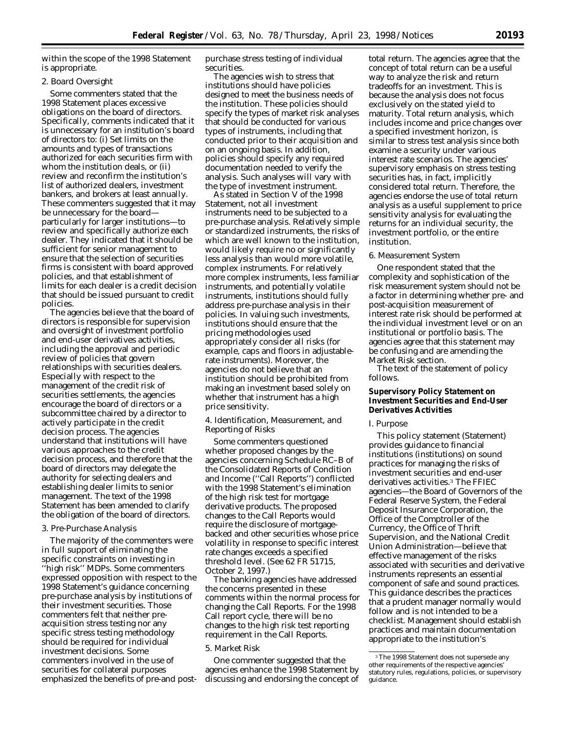within the scope of the 1998 Statement is appropriate.

### 2. Board Oversight

Some commenters stated that the 1998 Statement places excessive obligations on the board of directors. Specifically, comments indicated that it is unnecessary for an institution's board of directors to: (i) Set limits on the amounts and types of transactions authorized for each securities firm with whom the institution deals, or (ii) review and reconfirm the institution's list of authorized dealers, investment bankers, and brokers at least annually. These commenters suggested that it may be unnecessary for the board—particularly for larger institutions—to review and specifically authorize each dealer. They indicated that it should be sufficient for senior management to ensure that the selection of securities firms is consistent with board approved policies, and that establishment of limits for each dealer is a credit decision that should be issued pursuant to credit policies.

The agencies believe that the board of directors is responsible for supervision and oversight of investment portfolio and end-user derivatives activities, including the approval and periodic review of policies that govern relationships with securities dealers. Especially with respect to the management of the credit risk of securities settlements, the agencies encourage the board of directors or a subcommittee chaired by a director to actively participate in the credit decision process. The agencies understand that institutions will have various approaches to the credit decision process, and therefore that the board of directors may delegate the authority for selecting dealers and establishing dealer limits to senior management. The text of the 1998 Statement has been amended to clarify the obligation of the board of directors.

### 3. Pre-Purchase Analysis

The majority of the commenters were in full support of eliminating the specific constraints on investing in ''high risk'' MDPs. Some commenters expressed opposition with respect to the 1998 Statement's guidance concerning pre-purchase analysis by institutions of their investment securities. Those commenters felt that neither pre-acquisition stress testing nor any specific stress testing methodology should be required for individual investment decisions. Some commenters involved in the use of securities for collateral purposes emphasized the benefits of pre-and post-purchase stress testing of individual securities.

The agencies wish to stress that institutions should have policies designed to meet the business needs of the institution. These policies should specify the types of market risk analyses that should be conducted for various types of instruments, including that conducted prior to their acquisition and on an ongoing basis. In addition, policies should specify any required documentation needed to verify the analysis. Such analyses will vary with the type of investment instrument.

As stated in Section V of the 1998 Statement, not all investment instruments need to be subjected to a pre-purchase analysis. Relatively simple or standardized instruments, the risks of which are well known to the institution, would likely require no or significantly less analysis than would more volatile, complex instruments. For relatively more complex instruments, less familiar instruments, and potentially volatile instruments, institutions should fully address pre-purchase analysis in their policies. In valuing such investments, institutions should ensure that the pricing methodologies used appropriately consider all risks (for example, caps and floors in adjustable-rate instruments). Moreover, the agencies do not believe that an institution should be prohibited from making an investment based solely on whether that instrument has a high price sensitivity.

### 4. Identification, Measurement, and Reporting of Risks

Some commenters questioned whether proposed changes by the agencies concerning Schedule RC–B of the Consolidated Reports of Condition and Income (''Call Reports'') conflicted with the 1998 Statement's elimination of the high risk test for mortgage derivative products. The proposed changes to the Call Reports would require the disclosure of mortgage-backed and other securities whose price volatility in response to specific interest rate changes exceeds a specified threshold level. (See 62 FR 51715, October 2, 1997.)

The banking agencies have addressed the concerns presented in these comments within the normal process for changing the Call Reports. For the 1998 Call report cycle, there will be no changes to the high risk test reporting requirement in the Call Reports.

### 5. Market Risk

One commenter suggested that the agencies enhance the 1998 Statement by discussing and endorsing the concept of total return. The agencies agree that the concept of total return can be a useful way to analyze the risk and return tradeoffs for an investment. This is because the analysis does not focus exclusively on the stated yield to maturity. Total return analysis, which includes income and price changes over a specified investment horizon, is similar to stress test analysis since both examine a security under various interest rate scenarios. The agencies' supervisory emphasis on stress testing securities has, in fact, implicitly considered total return. Therefore, the agencies endorse the use of total return analysis as a useful supplement to price sensitivity analysis for evaluating the returns for an individual security, the investment portfolio, or the entire institution.

### 6. Measurement System

One respondent stated that the complexity and sophistication of the risk measurement system should not be a factor in determining whether pre- and post-acquisition measurement of interest rate risk should be performed at the individual investment level or on an institutional or portfolio basis. The agencies agree that this statement may be confusing and are amending the Market Risk section.

The text of the statement of policy follows.

## Supervisory Policy Statement on Investment Securities and End-User Derivatives Activities

### I. Purpose

This policy statement (Statement) provides guidance to financial institutions (institutions) on sound practices for managing the risks of investment securities and end-user derivatives activities.[3] The FFIEC agencies—the Board of Governors of the Federal Reserve System, the Federal Deposit Insurance Corporation, the Office of the Comptroller of the Currency, the Office of Thrift Supervision, and the National Credit Union Administration—believe that effective management of the risks associated with securities and derivative instruments represents an essential component of safe and sound practices. This guidance describes the practices that a prudent manager normally would follow and is not intended to be a checklist. Management should establish practices and maintain documentation appropriate to the institution's

[3] The 1998 Statement does not supersede any other requirements of the respective agencies' statutory rules, regulations, policies, or supervisory guidance.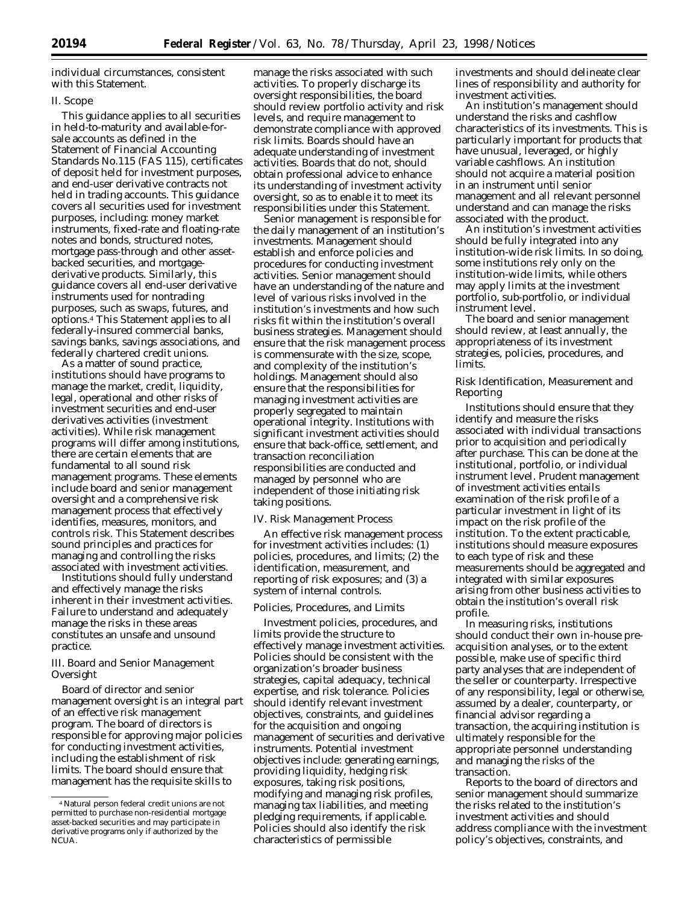individual circumstances, consistent with this Statement.

## II. Scope

This guidance applies to all securities in held-to-maturity and available-for-sale accounts as defined in the Statement of Financial Accounting Standards No.115 (FAS 115), certificates of deposit held for investment purposes, and end-user derivative contracts not held in trading accounts. This guidance covers all securities used for investment purposes, including: money market instruments, fixed-rate and floating-rate notes and bonds, structured notes, mortgage pass-through and other asset-backed securities, and mortgage-derivative products. Similarly, this guidance covers all end-user derivative instruments used for nontrading purposes, such as swaps, futures, and options.[4] This Statement applies to all federally-insured commercial banks, savings banks, savings associations, and federally chartered credit unions.

As a matter of sound practice, institutions should have programs to manage the market, credit, liquidity, legal, operational and other risks of investment securities and end-user derivatives activities (investment activities). While risk management programs will differ among institutions, there are certain elements that are fundamental to all sound risk management programs. These elements include board and senior management oversight and a comprehensive risk management process that effectively identifies, measures, monitors, and controls risk. This Statement describes sound principles and practices for managing and controlling the risks associated with investment activities.

Institutions should fully understand and effectively manage the risks inherent in their investment activities. Failure to understand and adequately manage the risks in these areas constitutes an unsafe and unsound practice.

## III. Board and Senior Management Oversight

Board of director and senior management oversight is an integral part of an effective risk management program. The board of directors is responsible for approving major policies for conducting investment activities, including the establishment of risk limits. The board should ensure that management has the requisite skills to manage the risks associated with such activities. To properly discharge its oversight responsibilities, the board should review portfolio activity and risk levels, and require management to demonstrate compliance with approved risk limits. Boards should have an adequate understanding of investment activities. Boards that do not, should obtain professional advice to enhance its understanding of investment activity oversight, so as to enable it to meet its responsibilities under this Statement.

Senior management is responsible for the daily management of an institution's investments. Management should establish and enforce policies and procedures for conducting investment activities. Senior management should have an understanding of the nature and level of various risks involved in the institution's investments and how such risks fit within the institution's overall business strategies. Management should ensure that the risk management process is commensurate with the size, scope, and complexity of the institution's holdings. Management should also ensure that the responsibilities for managing investment activities are properly segregated to maintain operational integrity. Institutions with significant investment activities should ensure that back-office, settlement, and transaction reconciliation responsibilities are conducted and managed by personnel who are independent of those initiating risk taking positions.

## IV. Risk Management Process

An effective risk management process for investment activities includes: (1) policies, procedures, and limits; (2) the identification, measurement, and reporting of risk exposures; and (3) a system of internal controls.

### *Policies, Procedures, and Limits*

Investment policies, procedures, and limits provide the structure to effectively manage investment activities. Policies should be consistent with the organization's broader business strategies, capital adequacy, technical expertise, and risk tolerance. Policies should identify relevant investment objectives, constraints, and guidelines for the acquisition and ongoing management of securities and derivative instruments. Potential investment objectives include: generating earnings, providing liquidity, hedging risk exposures, taking risk positions, modifying and managing risk profiles, managing tax liabilities, and meeting pledging requirements, if applicable. Policies should also identify the risk characteristics of permissible investments and should delineate clear lines of responsibility and authority for investment activities.

An institution's management should understand the risks and cashflow characteristics of its investments. This is particularly important for products that have unusual, leveraged, or highly variable cashflows. An institution should not acquire a material position in an instrument until senior management and all relevant personnel understand and can manage the risks associated with the product.

An institution's investment activities should be fully integrated into any institution-wide risk limits. In so doing, some institutions rely only on the institution-wide limits, while others may apply limits at the investment portfolio, sub-portfolio, or individual instrument level.

The board and senior management should review, at least annually, the appropriateness of its investment strategies, policies, procedures, and limits.

### *Risk Identification, Measurement and Reporting*

Institutions should ensure that they identify and measure the risks associated with individual transactions prior to acquisition and periodically after purchase. This can be done at the institutional, portfolio, or individual instrument level. Prudent management of investment activities entails examination of the risk profile of a particular investment in light of its impact on the risk profile of the institution. To the extent practicable, institutions should measure exposures to each type of risk and these measurements should be aggregated and integrated with similar exposures arising from other business activities to obtain the institution's overall risk profile.

In measuring risks, institutions should conduct their own in-house pre-acquisition analyses, or to the extent possible, make use of specific third party analyses that are independent of the seller or counterparty. Irrespective of any responsibility, legal or otherwise, assumed by a dealer, counterparty, or financial advisor regarding a transaction, the acquiring institution is ultimately responsible for the appropriate personnel understanding and managing the risks of the transaction.

Reports to the board of directors and senior management should summarize the risks related to the institution's investment activities and should address compliance with the investment policy's objectives, constraints, and

[4] Natural person federal credit unions are not permitted to purchase non-residential mortgage asset-backed securities and may participate in derivative programs only if authorized by the NCUA.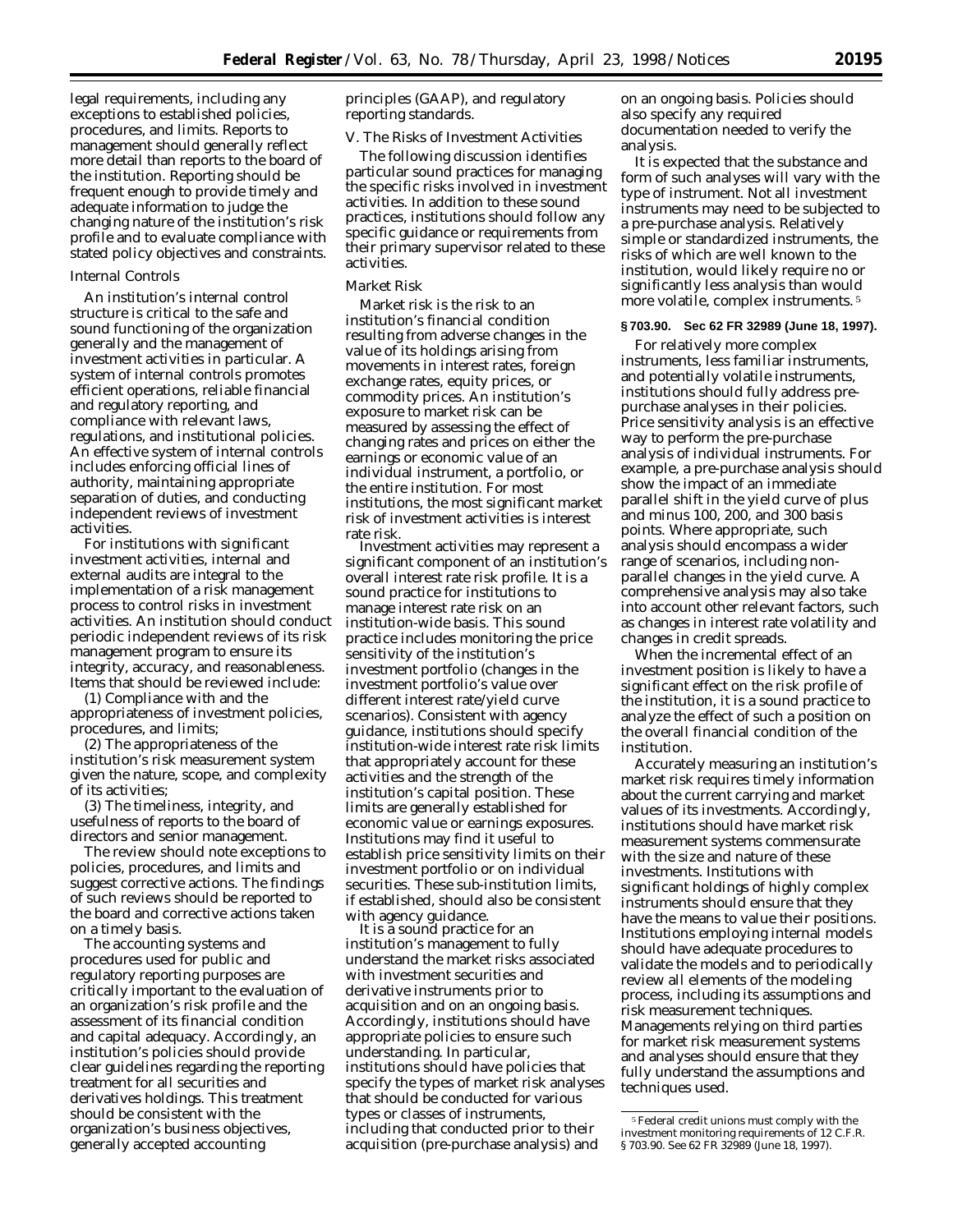legal requirements, including any exceptions to established policies, procedures, and limits. Reports to management should generally reflect more detail than reports to the board of the institution. Reporting should be frequent enough to provide timely and adequate information to judge the changing nature of the institution's risk profile and to evaluate compliance with stated policy objectives and constraints.

### Internal Controls

An institution's internal control structure is critical to the safe and sound functioning of the organization generally and the management of investment activities in particular. A system of internal controls promotes efficient operations, reliable financial and regulatory reporting, and compliance with relevant laws, regulations, and institutional policies. An effective system of internal controls includes enforcing official lines of authority, maintaining appropriate separation of duties, and conducting independent reviews of investment activities.

For institutions with significant investment activities, internal and external audits are integral to the implementation of a risk management process to control risks in investment activities. An institution should conduct periodic independent reviews of its risk management program to ensure its integrity, accuracy, and reasonableness. Items that should be reviewed include:

(1) Compliance with and the appropriateness of investment policies, procedures, and limits;

(2) The appropriateness of the institution's risk measurement system given the nature, scope, and complexity of its activities;

(3) The timeliness, integrity, and usefulness of reports to the board of directors and senior management.

The review should note exceptions to policies, procedures, and limits and suggest corrective actions. The findings of such reviews should be reported to the board and corrective actions taken on a timely basis.

The accounting systems and procedures used for public and regulatory reporting purposes are critically important to the evaluation of an organization's risk profile and the assessment of its financial condition and capital adequacy. Accordingly, an institution's policies should provide clear guidelines regarding the reporting treatment for all securities and derivatives holdings. This treatment should be consistent with the organization's business objectives, generally accepted accounting principles (GAAP), and regulatory reporting standards.

## V. The Risks of Investment Activities

The following discussion identifies particular sound practices for managing the specific risks involved in investment activities. In addition to these sound practices, institutions should follow any specific guidance or requirements from their primary supervisor related to these activities.

### Market Risk

Market risk is the risk to an institution's financial condition resulting from adverse changes in the value of its holdings arising from movements in interest rates, foreign exchange rates, equity prices, or commodity prices. An institution's exposure to market risk can be measured by assessing the effect of changing rates and prices on either the earnings or economic value of an individual instrument, a portfolio, or the entire institution. For most institutions, the most significant market risk of investment activities is interest rate risk.

Investment activities may represent a significant component of an institution's overall interest rate risk profile. It is a sound practice for institutions to manage interest rate risk on an institution-wide basis. This sound practice includes monitoring the price sensitivity of the institution's investment portfolio (changes in the investment portfolio's value over different interest rate/yield curve scenarios). Consistent with agency guidance, institutions should specify institution-wide interest rate risk limits that appropriately account for these activities and the strength of the institution's capital position. These limits are generally established for economic value or earnings exposures. Institutions may find it useful to establish price sensitivity limits on their investment portfolio or on individual securities. These sub-institution limits, if established, should also be consistent with agency guidance.

It is a sound practice for an institution's management to fully understand the market risks associated with investment securities and derivative instruments prior to acquisition and on an ongoing basis. Accordingly, institutions should have appropriate policies to ensure such understanding. In particular, institutions should have policies that specify the types of market risk analyses that should be conducted for various types or classes of instruments, including that conducted prior to their acquisition (pre-purchase analysis) and on an ongoing basis. Policies should also specify any required documentation needed to verify the analysis.

It is expected that the substance and form of such analyses will vary with the type of instrument. Not all investment instruments may need to be subjected to a pre-purchase analysis. Relatively simple or standardized instruments, the risks of which are well known to the institution, would likely require no or significantly less analysis than would more volatile, complex instruments.[5]

**§ 703.90. Sec 62 FR 32989 (June 18, 1997).**

For relatively more complex instruments, less familiar instruments, and potentially volatile instruments, institutions should fully address pre-purchase analyses in their policies. Price sensitivity analysis is an effective way to perform the pre-purchase analysis of individual instruments. For example, a pre-purchase analysis should show the impact of an immediate parallel shift in the yield curve of plus and minus 100, 200, and 300 basis points. Where appropriate, such analysis should encompass a wider range of scenarios, including non-parallel changes in the yield curve. A comprehensive analysis may also take into account other relevant factors, such as changes in interest rate volatility and changes in credit spreads.

When the incremental effect of an investment position is likely to have a significant effect on the risk profile of the institution, it is a sound practice to analyze the effect of such a position on the overall financial condition of the institution.

Accurately measuring an institution's market risk requires timely information about the current carrying and market values of its investments. Accordingly, institutions should have market risk measurement systems commensurate with the size and nature of these investments. Institutions with significant holdings of highly complex instruments should ensure that they have the means to value their positions. Institutions employing internal models should have adequate procedures to validate the models and to periodically review all elements of the modeling process, including its assumptions and risk measurement techniques. Managements relying on third parties for market risk measurement systems and analyses should ensure that they fully understand the assumptions and techniques used.

[5] Federal credit unions must comply with the investment monitoring requirements of 12 C.F.R. § 703.90. See 62 FR 32989 (June 18, 1997).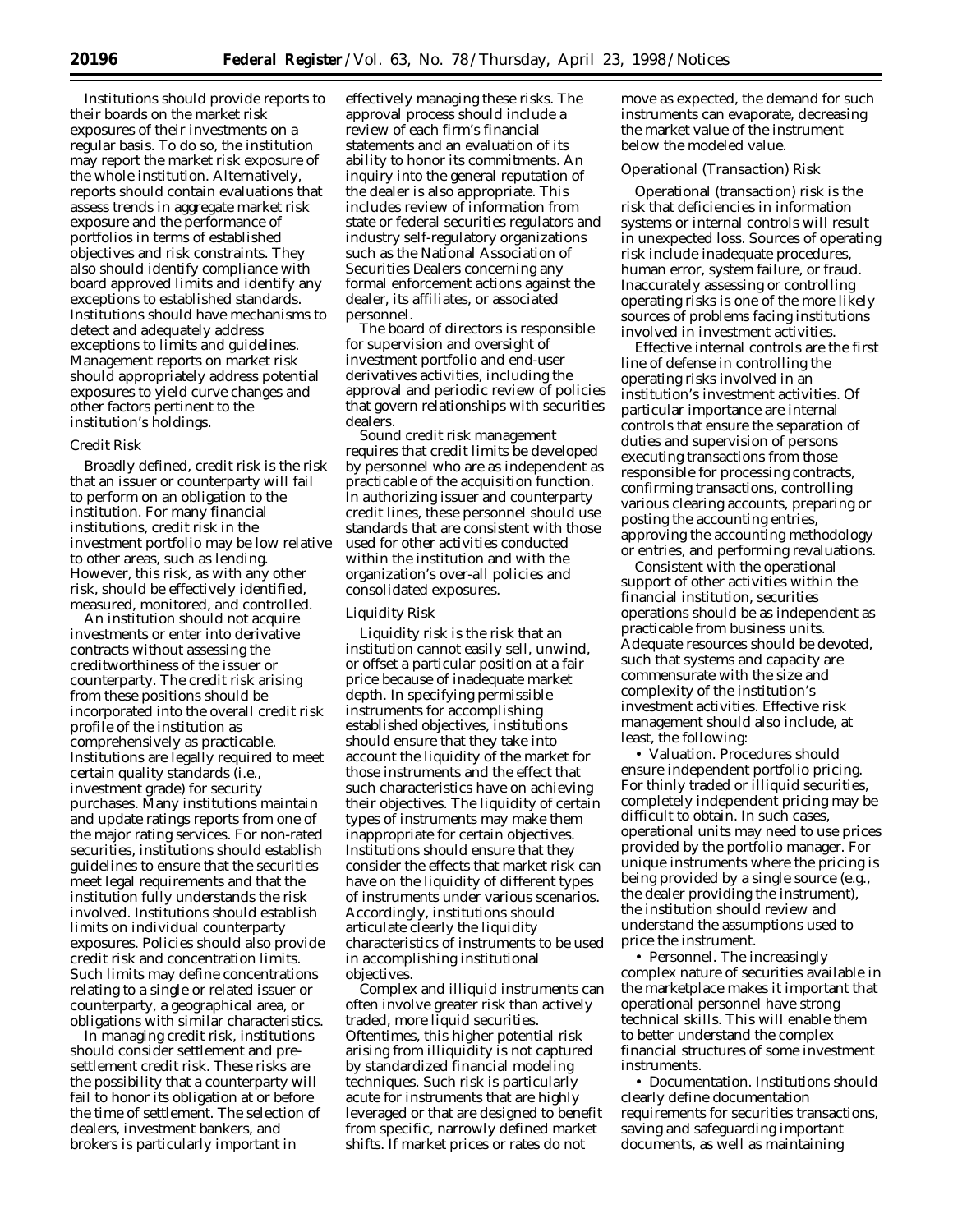Institutions should provide reports to their boards on the market risk exposures of their investments on a regular basis. To do so, the institution may report the market risk exposure of the whole institution. Alternatively, reports should contain evaluations that assess trends in aggregate market risk exposure and the performance of portfolios in terms of established objectives and risk constraints. They also should identify compliance with board approved limits and identify any exceptions to established standards. Institutions should have mechanisms to detect and adequately address exceptions to limits and guidelines. Management reports on market risk should appropriately address potential exposures to yield curve changes and other factors pertinent to the institution's holdings.

*Credit Risk*

Broadly defined, credit risk is the risk that an issuer or counterparty will fail to perform on an obligation to the institution. For many financial institutions, credit risk in the investment portfolio may be low relative to other areas, such as lending. However, this risk, as with any other risk, should be effectively identified, measured, monitored, and controlled.

An institution should not acquire investments or enter into derivative contracts without assessing the creditworthiness of the issuer or counterparty. The credit risk arising from these positions should be incorporated into the overall credit risk profile of the institution as comprehensively as practicable. Institutions are legally required to meet certain quality standards (i.e., investment grade) for security purchases. Many institutions maintain and update ratings reports from one of the major rating services. For non-rated securities, institutions should establish guidelines to ensure that the securities meet legal requirements and that the institution fully understands the risk involved. Institutions should establish limits on individual counterparty exposures. Policies should also provide credit risk and concentration limits. Such limits may define concentrations relating to a single or related issuer or counterparty, a geographical area, or obligations with similar characteristics.

In managing credit risk, institutions should consider settlement and pre-settlement credit risk. These risks are the possibility that a counterparty will fail to honor its obligation at or before the time of settlement. The selection of dealers, investment bankers, and brokers is particularly important in effectively managing these risks. The approval process should include a review of each firm's financial statements and an evaluation of its ability to honor its commitments. An inquiry into the general reputation of the dealer is also appropriate. This includes review of information from state or federal securities regulators and industry self-regulatory organizations such as the National Association of Securities Dealers concerning any formal enforcement actions against the dealer, its affiliates, or associated personnel.

The board of directors is responsible for supervision and oversight of investment portfolio and end-user derivatives activities, including the approval and periodic review of policies that govern relationships with securities dealers.

Sound credit risk management requires that credit limits be developed by personnel who are as independent as practicable of the acquisition function. In authorizing issuer and counterparty credit lines, these personnel should use standards that are consistent with those used for other activities conducted within the institution and with the organization's over-all policies and consolidated exposures.

*Liquidity Risk*

Liquidity risk is the risk that an institution cannot easily sell, unwind, or offset a particular position at a fair price because of inadequate market depth. In specifying permissible instruments for accomplishing established objectives, institutions should ensure that they take into account the liquidity of the market for those instruments and the effect that such characteristics have on achieving their objectives. The liquidity of certain types of instruments may make them inappropriate for certain objectives. Institutions should ensure that they consider the effects that market risk can have on the liquidity of different types of instruments under various scenarios. Accordingly, institutions should articulate clearly the liquidity characteristics of instruments to be used in accomplishing institutional objectives.

Complex and illiquid instruments can often involve greater risk than actively traded, more liquid securities. Oftentimes, this higher potential risk arising from illiquidity is not captured by standardized financial modeling techniques. Such risk is particularly acute for instruments that are highly leveraged or that are designed to benefit from specific, narrowly defined market shifts. If market prices or rates do not move as expected, the demand for such instruments can evaporate, decreasing the market value of the instrument below the modeled value.

*Operational (Transaction) Risk*

Operational (transaction) risk is the risk that deficiencies in information systems or internal controls will result in unexpected loss. Sources of operating risk include inadequate procedures, human error, system failure, or fraud. Inaccurately assessing or controlling operating risks is one of the more likely sources of problems facing institutions involved in investment activities.

Effective internal controls are the first line of defense in controlling the operating risks involved in an institution's investment activities. Of particular importance are internal controls that ensure the separation of duties and supervision of persons executing transactions from those responsible for processing contracts, confirming transactions, controlling various clearing accounts, preparing or posting the accounting entries, approving the accounting methodology or entries, and performing revaluations.

Consistent with the operational support of other activities within the financial institution, securities operations should be as independent as practicable from business units. Adequate resources should be devoted, such that systems and capacity are commensurate with the size and complexity of the institution's investment activities. Effective risk management should also include, at least, the following:

- Valuation. Procedures should ensure independent portfolio pricing. For thinly traded or illiquid securities, completely independent pricing may be difficult to obtain. In such cases, operational units may need to use prices provided by the portfolio manager. For unique instruments where the pricing is being provided by a single source (e.g., the dealer providing the instrument), the institution should review and understand the assumptions used to price the instrument.
- Personnel. The increasingly complex nature of securities available in the marketplace makes it important that operational personnel have strong technical skills. This will enable them to better understand the complex financial structures of some investment instruments.
- Documentation. Institutions should clearly define documentation requirements for securities transactions, saving and safeguarding important documents, as well as maintaining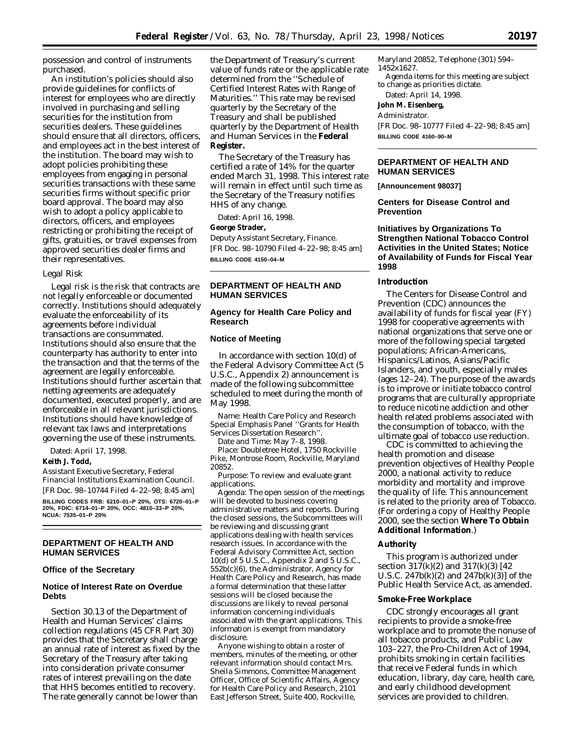possession and control of instruments purchased.

An institution's policies should also provide guidelines for conflicts of interest for employees who are directly involved in purchasing and selling securities for the institution from securities dealers. These guidelines should ensure that all directors, officers, and employees act in the best interest of the institution. The board may wish to adopt policies prohibiting these employees from engaging in personal securities transactions with these same securities firms without specific prior board approval. The board may also wish to adopt a policy applicable to directors, officers, and employees restricting or prohibiting the receipt of gifts, gratuities, or travel expenses from approved securities dealer firms and their representatives.

*Legal Risk*

Legal risk is the risk that contracts are not legally enforceable or documented correctly. Institutions should adequately evaluate the enforceability of its agreements before individual transactions are consummated. Institutions should also ensure that the counterparty has authority to enter into the transaction and that the terms of the agreement are legally enforceable. Institutions should further ascertain that netting agreements are adequately documented, executed properly, and are enforceable in all relevant jurisdictions. Institutions should have knowledge of relevant tax laws and interpretations governing the use of these instruments.

Dated: April 17, 1998.

**Keith J. Todd,**

*Assistant Executive Secretary, Federal Financial Institutions Examination Council.*

[FR Doc. 98–10744 Filed 4–22–98; 8:45 am]

**BILLING CODES FRB: 6210–01–P 20%, OTS: 6720–01–P 20%, FDIC: 6714–01–P 20%, OCC: 4810–33–P 20%, NCUA: 7535–01–P 20%**

## DEPARTMENT OF HEALTH AND HUMAN SERVICES

### Office of the Secretary

### Notice of Interest Rate on Overdue Debts

Section 30.13 of the Department of Health and Human Services' claims collection regulations (45 CFR Part 30) provides that the Secretary shall charge an annual rate of interest as fixed by the Secretary of the Treasury after taking into consideration private consumer rates of interest prevailing on the date that HHS becomes entitled to recovery. The rate generally cannot be lower than the Department of Treasury's current value of funds rate or the applicable rate determined from the ''Schedule of Certified Interest Rates with Range of Maturities.'' This rate may be revised quarterly by the Secretary of the Treasury and shall be published quarterly by the Department of Health and Human Services in the **Federal Register.**

The Secretary of the Treasury has certified a rate of 14% for the quarter ended March 31, 1998. This interest rate will remain in effect until such time as the Secretary of the Treasury notifies HHS of any change.

Dated: April 16, 1998.

**George Strader,**

*Deputy Assistant Secretary, Finance.*

[FR Doc. 98–10790 Filed 4–22–98; 8:45 am]

**BILLING CODE 4150–04–M**

## DEPARTMENT OF HEALTH AND HUMAN SERVICES

### Agency for Health Care Policy and Research

### Notice of Meeting

In accordance with section 10(d) of the Federal Advisory Committee Act (5 U.S.C., Appendix 2) announcement is made of the following subcommittee scheduled to meet during the month of May 1998.

*Name:* Health Care Policy and Research Special Emphasis Panel ''Grants for Health Services Dissertation Research''.

*Date and Time:* May 7–8, 1998.

*Place:* Doubletree Hotel, 1750 Rockville Pike, Montrose Room, Rockville, Maryland 20852.

*Purpose:* To review and evaluate grant applications.

*Agenda:* The open session of the meetings will be devoted to business covering administrative matters and reports. During the closed sessions, the Subcommittees will be reviewing and discussing grant applications dealing with health services research issues. In accordance with the Federal Advisory Committee Act, section 10(d) of 5 U.S.C., Appendix 2 and 5 U.S.C., 552b(c)(6), the Administrator, Agency for Health Care Policy and Research, has made a formal determination that these latter sessions will be closed because the discussions are likely to reveal personal information concerning individuals associated with the grant applications. This information is exempt from mandatory disclosure.

Anyone wishing to obtain a roster of members, minutes of the meeting, or other relevant information should contact Mrs. Sheila Simmons, Committee Management Officer, Office of Scientific Affairs, Agency for Health Care Policy and Research, 2101 East Jefferson Street, Suite 400, Rockville, Maryland 20852, Telephone (301) 594–1452x1627.

Agenda items for this meeting are subject to change as priorities dictate.

Dated: April 14, 1998.

**John M. Eisenberg,**

*Administrator.*

[FR Doc. 98–10777 Filed 4–22–98; 8:45 am]

**BILLING CODE 4160–90–M**

## DEPARTMENT OF HEALTH AND HUMAN SERVICES

**[Announcement 98037]**

### Centers for Disease Control and Prevention

### Initiatives by Organizations To Strengthen National Tobacco Control Activities in the United States; Notice of Availability of Funds for Fiscal Year 1998

#### Introduction

The Centers for Disease Control and Prevention (CDC) announces the availability of funds for fiscal year (FY) 1998 for cooperative agreements with national organizations that serve one or more of the following special targeted populations; African-Americans, Hispanics/Latinos, Asians/Pacific Islanders, and youth, especially males (ages 12–24). The purpose of the awards is to improve or initiate tobacco control programs that are culturally appropriate to reduce nicotine addiction and other health related problems associated with the consumption of tobacco, with the ultimate goal of tobacco use reduction.

CDC is committed to achieving the health promotion and disease prevention objectives of Healthy People 2000, a national activity to reduce morbidity and mortality and improve the quality of life. This announcement is related to the priority area of Tobacco. (For ordering a copy of Healthy People 2000, see the section **Where To Obtain Additional Information**.)

#### Authority

This program is authorized under section 317(k)(2) and 317(k)(3) [42 U.S.C. 247b(k)(2) and 247b(k)(3)] of the Public Health Service Act, as amended.

#### Smoke-Free Workplace

CDC strongly encourages all grant recipients to provide a smoke-free workplace and to promote the nonuse of all tobacco products, and Public Law 103–227, the Pro-Children Act of 1994, prohibits smoking in certain facilities that receive Federal funds in which education, library, day care, health care, and early childhood development services are provided to children.